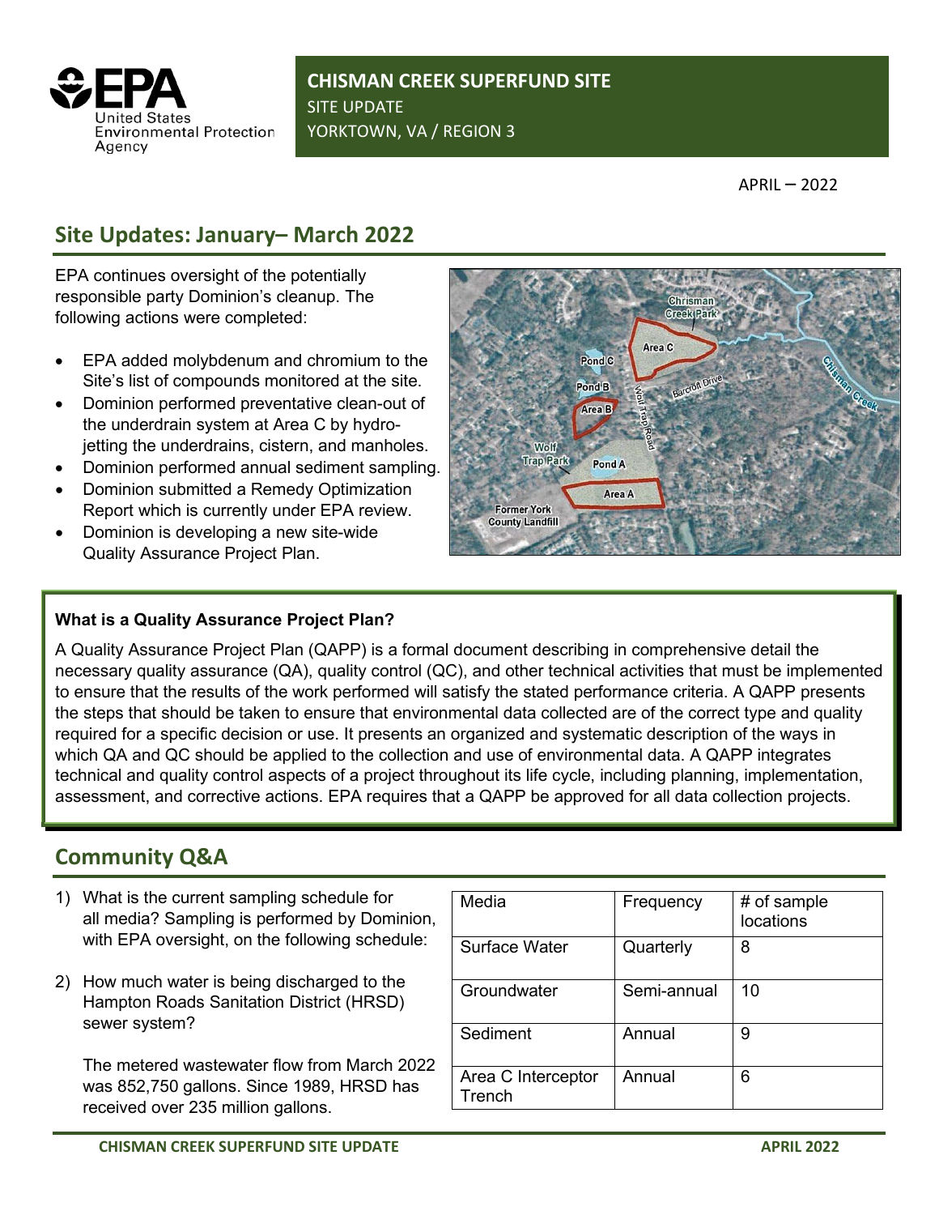United States Environmental Protection Agency

# CHISMAN CREEK SUPERFUND SITE

SITE UPDATE

YORKTOWN, VA / REGION 3

APRIL – 2022

## Site Updates: January– March 2022

EPA continues oversight of the potentially responsible party Dominion's cleanup. The following actions were completed:

- EPA added molybdenum and chromium to the Site's list of compounds monitored at the site.
- Dominion performed preventative clean-out of the underdrain system at Area C by hydro-jetting the underdrains, cistern, and manholes.
- Dominion performed annual sediment sampling.
- Dominion submitted a Remedy Optimization Report which is currently under EPA review.
- Dominion is developing a new site-wide Quality Assurance Project Plan.

### What is a Quality Assurance Project Plan?

A Quality Assurance Project Plan (QAPP) is a formal document describing in comprehensive detail the necessary quality assurance (QA), quality control (QC), and other technical activities that must be implemented to ensure that the results of the work performed will satisfy the stated performance criteria. A QAPP presents the steps that should be taken to ensure that environmental data collected are of the correct type and quality required for a specific decision or use. It presents an organized and systematic description of the ways in which QA and QC should be applied to the collection and use of environmental data. A QAPP integrates technical and quality control aspects of a project throughout its life cycle, including planning, implementation, assessment, and corrective actions. EPA requires that a QAPP be approved for all data collection projects.

## Community Q&A

1) What is the current sampling schedule for all media? Sampling is performed by Dominion, with EPA oversight, on the following schedule:

| Media | Frequency | # of sample locations |
|---|---|---|
| Surface Water | Quarterly | 8 |
| Groundwater | Semi-annual | 10 |
| Sediment | Annual | 9 |
| Area C Interceptor Trench | Annual | 6 |

2) How much water is being discharged to the Hampton Roads Sanitation District (HRSD) sewer system?

   The metered wastewater flow from March 2022 was 852,750 gallons. Since 1989, HRSD has received over 235 million gallons.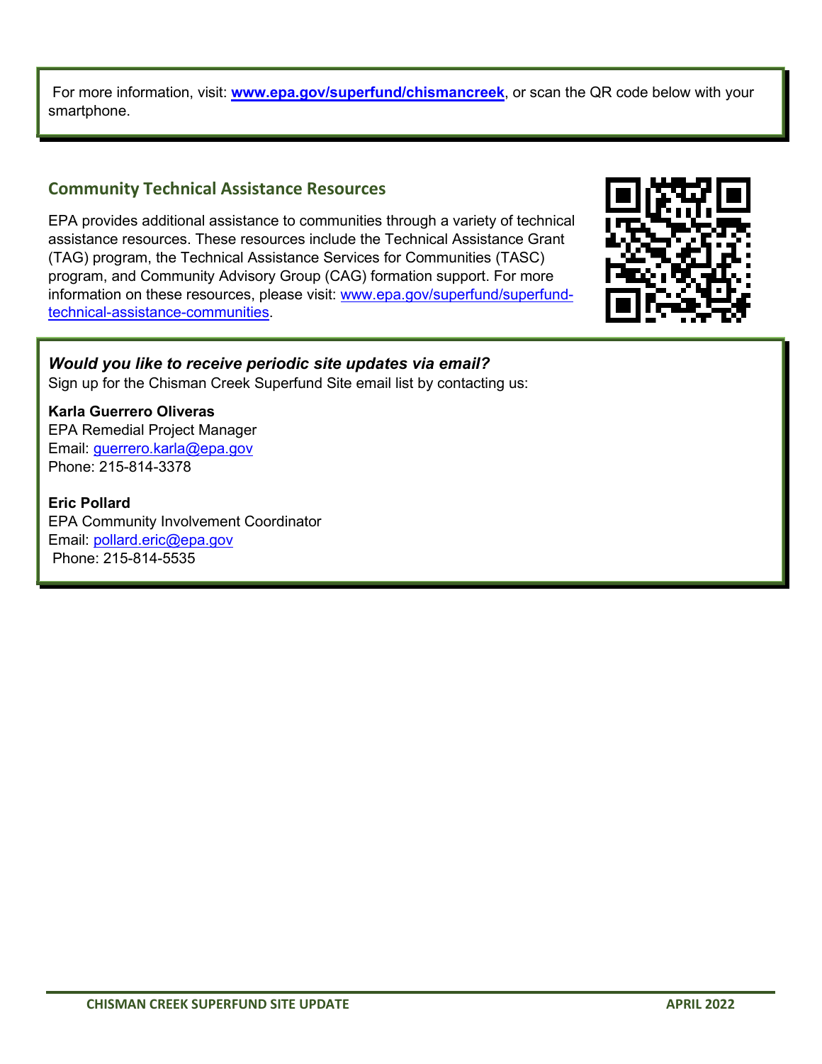For more information, visit: **www.epa.gov/superfund/chismancreek**, or scan the QR code below with your smartphone.

## Community Technical Assistance Resources

EPA provides additional assistance to communities through a variety of technical assistance resources. These resources include the Technical Assistance Grant (TAG) program, the Technical Assistance Services for Communities (TASC) program, and Community Advisory Group (CAG) formation support. For more information on these resources, please visit: www.epa.gov/superfund/superfund-technical-assistance-communities.

***Would you like to receive periodic site updates via email?***

Sign up for the Chisman Creek Superfund Site email list by contacting us:

**Karla Guerrero Oliveras**
EPA Remedial Project Manager
Email: guerrero.karla@epa.gov
Phone: 215-814-3378

**Eric Pollard**
EPA Community Involvement Coordinator
Email: pollard.eric@epa.gov
Phone: 215-814-5535